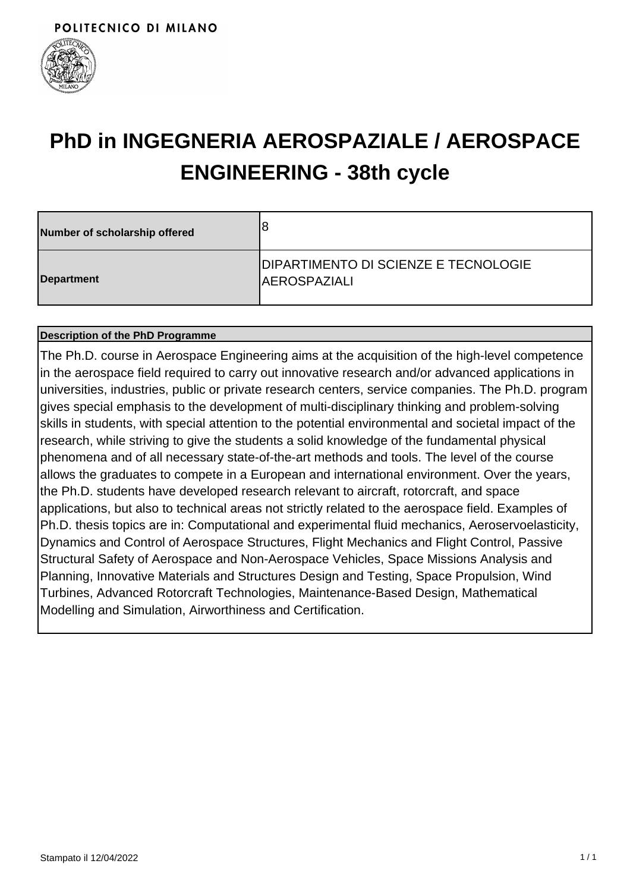POLITECNICO DI MILANO

# PhD in INGEGNERIA AEROSPAZIALE / AEROSPACE ENGINEERING - 38th cycle

| Number of scholarship offered | 8 |
| --- | --- |
| Department | DIPARTIMENTO DI SCIENZE E TECNOLOGIE AEROSPAZIALI |

| Description of the PhD Programme |
| --- |
| The Ph.D. course in Aerospace Engineering aims at the acquisition of the high-level competence in the aerospace field required to carry out innovative research and/or advanced applications in universities, industries, public or private research centers, service companies. The Ph.D. program gives special emphasis to the development of multi-disciplinary thinking and problem-solving skills in students, with special attention to the potential environmental and societal impact of the research, while striving to give the students a solid knowledge of the fundamental physical phenomena and of all necessary state-of-the-art methods and tools. The level of the course allows the graduates to compete in a European and international environment. Over the years, the Ph.D. students have developed research relevant to aircraft, rotorcraft, and space applications, but also to technical areas not strictly related to the aerospace field. Examples of Ph.D. thesis topics are in: Computational and experimental fluid mechanics, Aeroservoelasticity, Dynamics and Control of Aerospace Structures, Flight Mechanics and Flight Control, Passive Structural Safety of Aerospace and Non-Aerospace Vehicles, Space Missions Analysis and Planning, Innovative Materials and Structures Design and Testing, Space Propulsion, Wind Turbines, Advanced Rotorcraft Technologies, Maintenance-Based Design, Mathematical Modelling and Simulation, Airworthiness and Certification. |

Stampato il 12/04/2022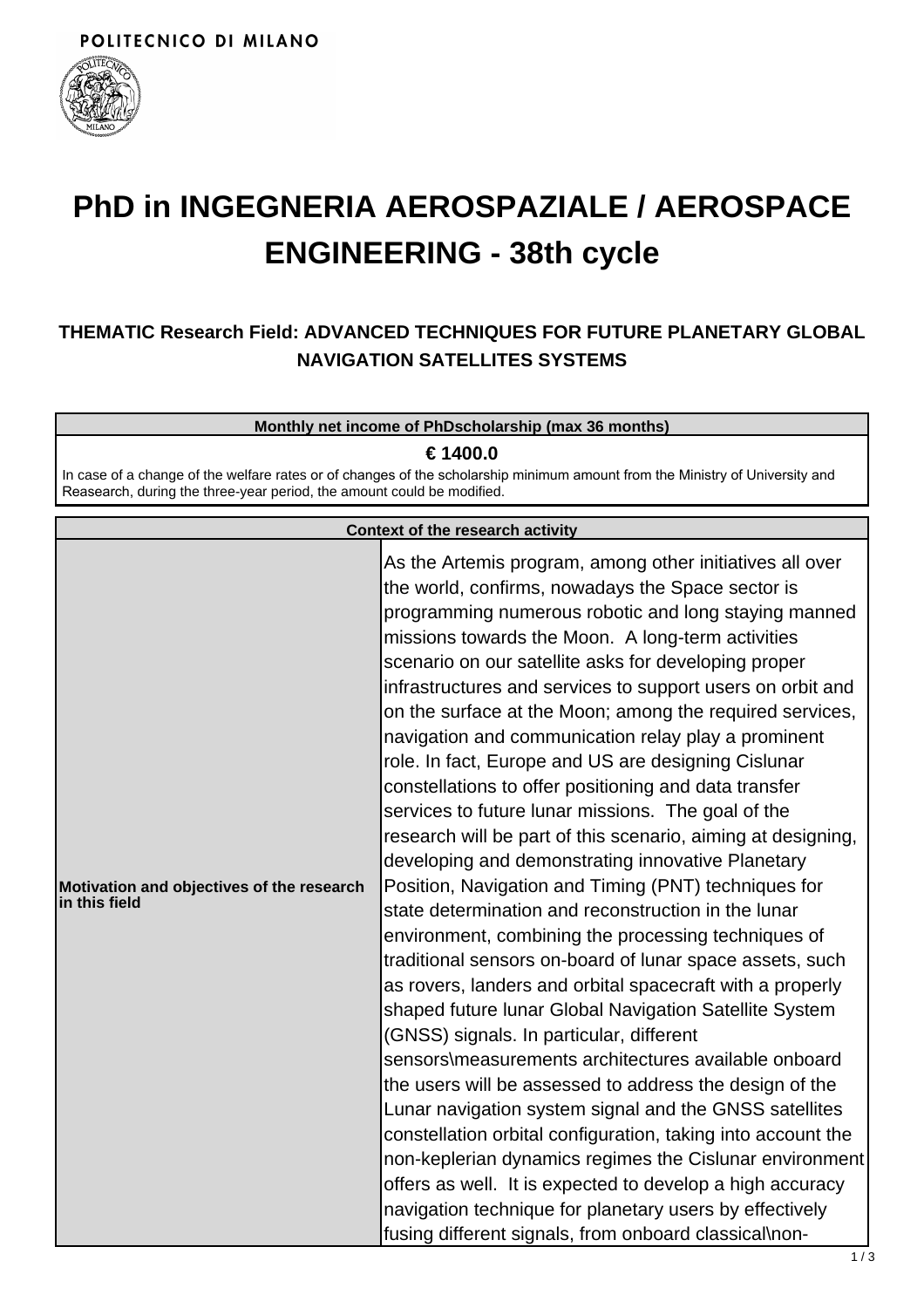POLITECNICO DI MILANO

# PhD in INGEGNERIA AEROSPAZIALE / AEROSPACE ENGINEERING - 38th cycle

## THEMATIC Research Field: ADVANCED TECHNIQUES FOR FUTURE PLANETARY GLOBAL NAVIGATION SATELLITES SYSTEMS

| Monthly net income of PhDscholarship (max 36 months) |
| --- |
| **€ 1400.0** <br> In case of a change of the welfare rates or of changes of the scholarship minimum amount from the Ministry of University and Reasearch, during the three-year period, the amount could be modified. |

| Context of the research activity | |
| --- | --- |
| **Motivation and objectives of the research in this field** | As the Artemis program, among other initiatives all over the world, confirms, nowadays the Space sector is programming numerous robotic and long staying manned missions towards the Moon. A long-term activities scenario on our satellite asks for developing proper infrastructures and services to support users on orbit and on the surface at the Moon; among the required services, navigation and communication relay play a prominent role. In fact, Europe and US are designing Cislunar constellations to offer positioning and data transfer services to future lunar missions. The goal of the research will be part of this scenario, aiming at designing, developing and demonstrating innovative Planetary Position, Navigation and Timing (PNT) techniques for state determination and reconstruction in the lunar environment, combining the processing techniques of traditional sensors on-board of lunar space assets, such as rovers, landers and orbital spacecraft with a properly shaped future lunar Global Navigation Satellite System (GNSS) signals. In particular, different sensors\measurements architectures available onboard the users will be assessed to address the design of the Lunar navigation system signal and the GNSS satellites constellation orbital configuration, taking into account the non-keplerian dynamics regimes the Cislunar environment offers as well. It is expected to develop a high accuracy navigation technique for planetary users by effectively fusing different signals, from onboard classical\non- |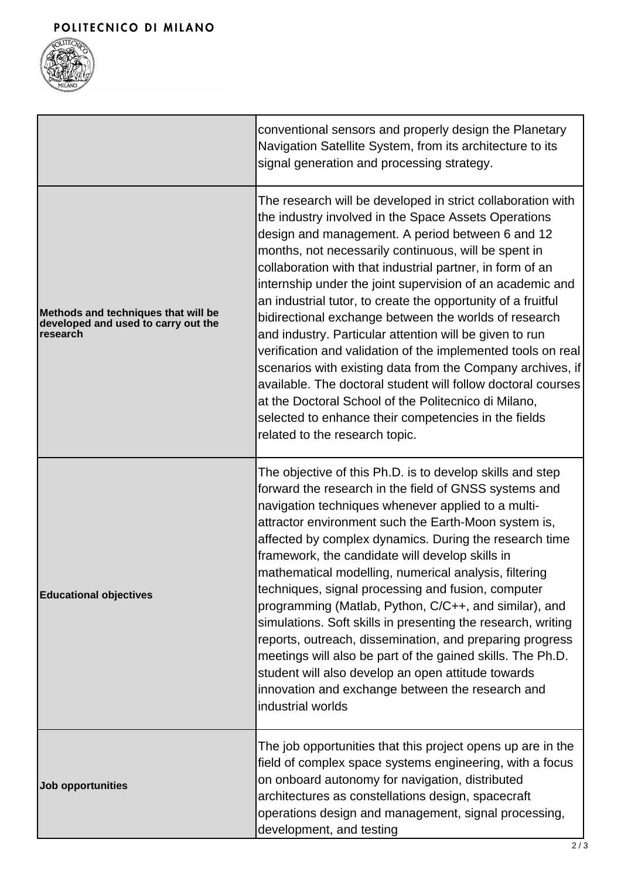| | |
|---|---|
| | conventional sensors and properly design the Planetary Navigation Satellite System, from its architecture to its signal generation and processing strategy. |
| **Methods and techniques that will be developed and used to carry out the research** | The research will be developed in strict collaboration with the industry involved in the Space Assets Operations design and management. A period between 6 and 12 months, not necessarily continuous, will be spent in collaboration with that industrial partner, in form of an internship under the joint supervision of an academic and an industrial tutor, to create the opportunity of a fruitful bidirectional exchange between the worlds of research and industry. Particular attention will be given to run verification and validation of the implemented tools on real scenarios with existing data from the Company archives, if available. The doctoral student will follow doctoral courses at the Doctoral School of the Politecnico di Milano, selected to enhance their competencies in the fields related to the research topic. |
| **Educational objectives** | The objective of this Ph.D. is to develop skills and step forward the research in the field of GNSS systems and navigation techniques whenever applied to a multi-attractor environment such the Earth-Moon system is, affected by complex dynamics. During the research time framework, the candidate will develop skills in mathematical modelling, numerical analysis, filtering techniques, signal processing and fusion, computer programming (Matlab, Python, C/C++, and similar), and simulations. Soft skills in presenting the research, writing reports, outreach, dissemination, and preparing progress meetings will also be part of the gained skills. The Ph.D. student will also develop an open attitude towards innovation and exchange between the research and industrial worlds |
| **Job opportunities** | The job opportunities that this project opens up are in the field of complex space systems engineering, with a focus on onboard autonomy for navigation, distributed architectures as constellations design, spacecraft operations design and management, signal processing, development, and testing |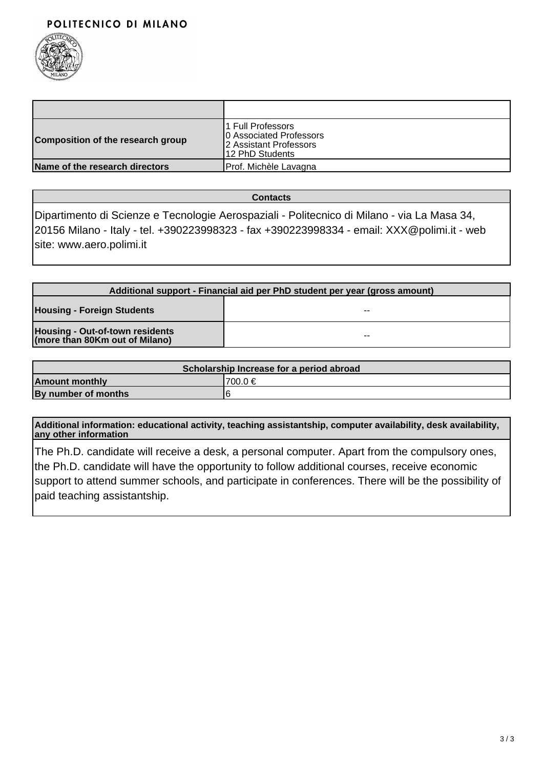| | |
|---|---|
| **Composition of the research group** | 1 Full Professors<br>0 Associated Professors<br>2 Assistant Professors<br>12 PhD Students |
| **Name of the research directors** | Prof. Michèle Lavagna |

| **Contacts** |
|---|
| Dipartimento di Scienze e Tecnologie Aerospaziali - Politecnico di Milano - via La Masa 34, 20156 Milano - Italy - tel. +390223998323 - fax +390223998334 - email: XXX@polimi.it - web site: www.aero.polimi.it |

| **Additional support - Financial aid per PhD student per year (gross amount)** | |
|---|---|
| **Housing - Foreign Students** | -- |
| **Housing - Out-of-town residents (more than 80Km out of Milano)** | -- |

| **Scholarship Increase for a period abroad** | |
|---|---|
| **Amount monthly** | 700.0 € |
| **By number of months** | 6 |

| **Additional information: educational activity, teaching assistantship, computer availability, desk availability, any other information** |
|---|
| The Ph.D. candidate will receive a desk, a personal computer. Apart from the compulsory ones, the Ph.D. candidate will have the opportunity to follow additional courses, receive economic support to attend summer schools, and participate in conferences. There will be the possibility of paid teaching assistantship. |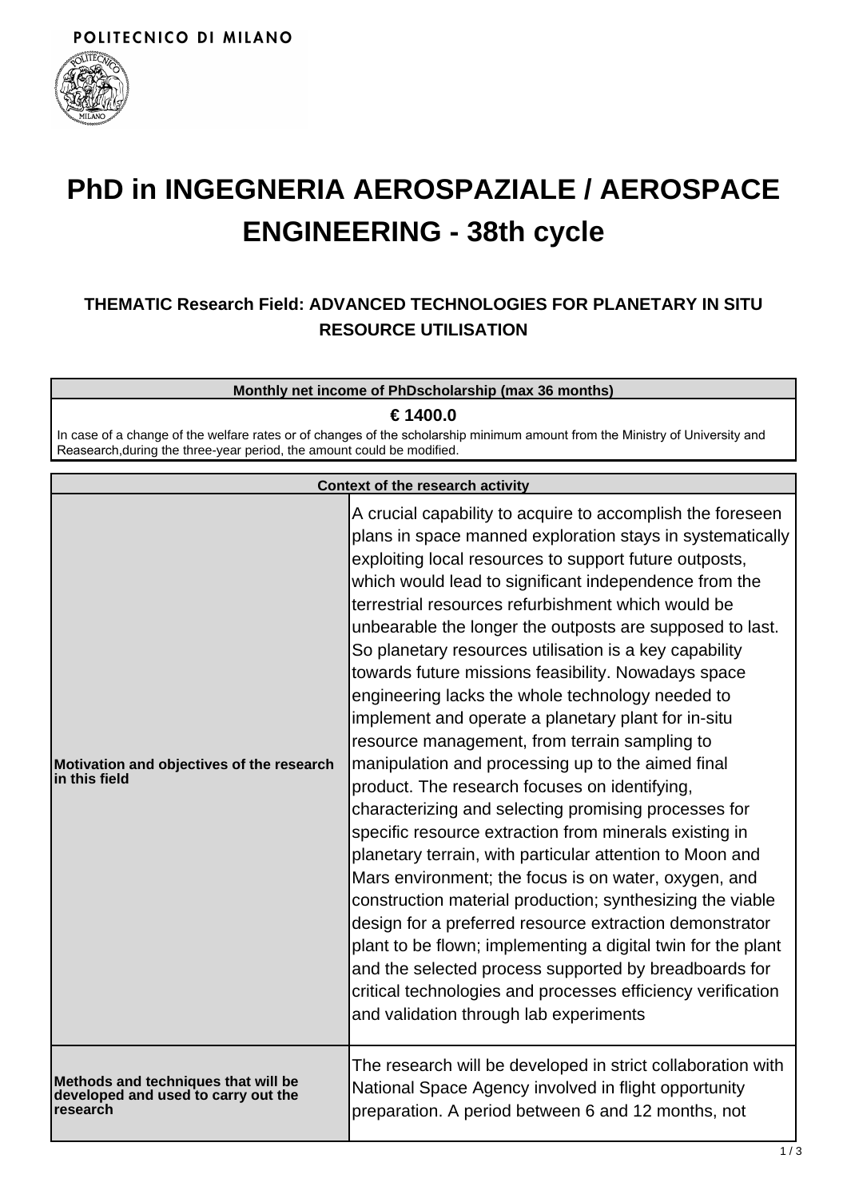POLITECNICO DI MILANO

# PhD in INGEGNERIA AEROSPAZIALE / AEROSPACE ENGINEERING - 38th cycle

## THEMATIC Research Field: ADVANCED TECHNOLOGIES FOR PLANETARY IN SITU RESOURCE UTILISATION

| Monthly net income of PhDscholarship (max 36 months) |
|---|
| **€ 1400.0**<br>In case of a change of the welfare rates or of changes of the scholarship minimum amount from the Ministry of University and Reasearch,during the three-year period, the amount could be modified. |

| Context of the research activity | |
|---|---|
| **Motivation and objectives of the research in this field** | A crucial capability to acquire to accomplish the foreseen plans in space manned exploration stays in systematically exploiting local resources to support future outposts, which would lead to significant independence from the terrestrial resources refurbishment which would be unbearable the longer the outposts are supposed to last. So planetary resources utilisation is a key capability towards future missions feasibility. Nowadays space engineering lacks the whole technology needed to implement and operate a planetary plant for in-situ resource management, from terrain sampling to manipulation and processing up to the aimed final product. The research focuses on identifying, characterizing and selecting promising processes for specific resource extraction from minerals existing in planetary terrain, with particular attention to Moon and Mars environment; the focus is on water, oxygen, and construction material production; synthesizing the viable design for a preferred resource extraction demonstrator plant to be flown; implementing a digital twin for the plant and the selected process supported by breadboards for critical technologies and processes efficiency verification and validation through lab experiments |
| **Methods and techniques that will be developed and used to carry out the research** | The research will be developed in strict collaboration with National Space Agency involved in flight opportunity preparation. A period between 6 and 12 months, not |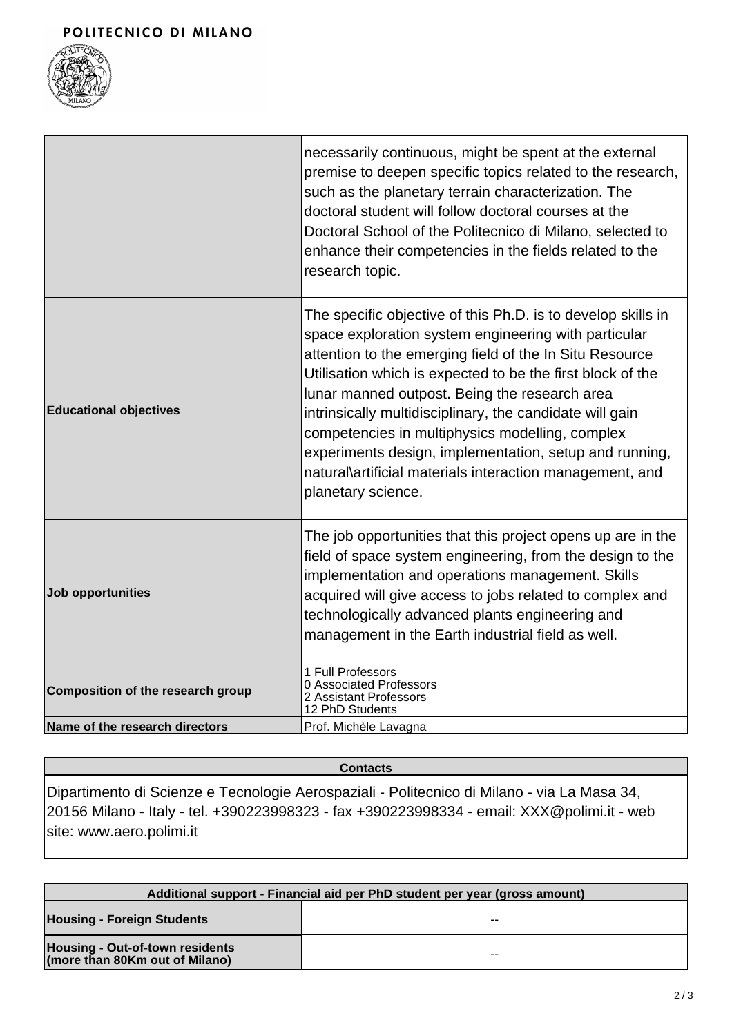|  |  |
| --- | --- |
|  | necessarily continuous, might be spent at the external premise to deepen specific topics related to the research, such as the planetary terrain characterization. The doctoral student will follow doctoral courses at the Doctoral School of the Politecnico di Milano, selected to enhance their competencies in the fields related to the research topic. |
| **Educational objectives** | The specific objective of this Ph.D. is to develop skills in space exploration system engineering with particular attention to the emerging field of the In Situ Resource Utilisation which is expected to be the first block of the lunar manned outpost. Being the research area intrinsically multidisciplinary, the candidate will gain competencies in multiphysics modelling, complex experiments design, implementation, setup and running, natural\artificial materials interaction management, and planetary science. |
| **Job opportunities** | The job opportunities that this project opens up are in the field of space system engineering, from the design to the implementation and operations management. Skills acquired will give access to jobs related to complex and technologically advanced plants engineering and management in the Earth industrial field as well. |
| **Composition of the research group** | 1 Full Professors<br>0 Associated Professors<br>2 Assistant Professors<br>12 PhD Students |
| **Name of the research directors** | Prof. Michèle Lavagna |

| **Contacts** |
| --- |
| Dipartimento di Scienze e Tecnologie Aerospaziali - Politecnico di Milano - via La Masa 34, 20156 Milano - Italy - tel. +390223998323 - fax +390223998334 - email: XXX@polimi.it - web site: www.aero.polimi.it |

| **Additional support - Financial aid per PhD student per year (gross amount)** | |
| --- | --- |
| **Housing - Foreign Students** | -- |
| **Housing - Out-of-town residents (more than 80Km out of Milano)** | -- |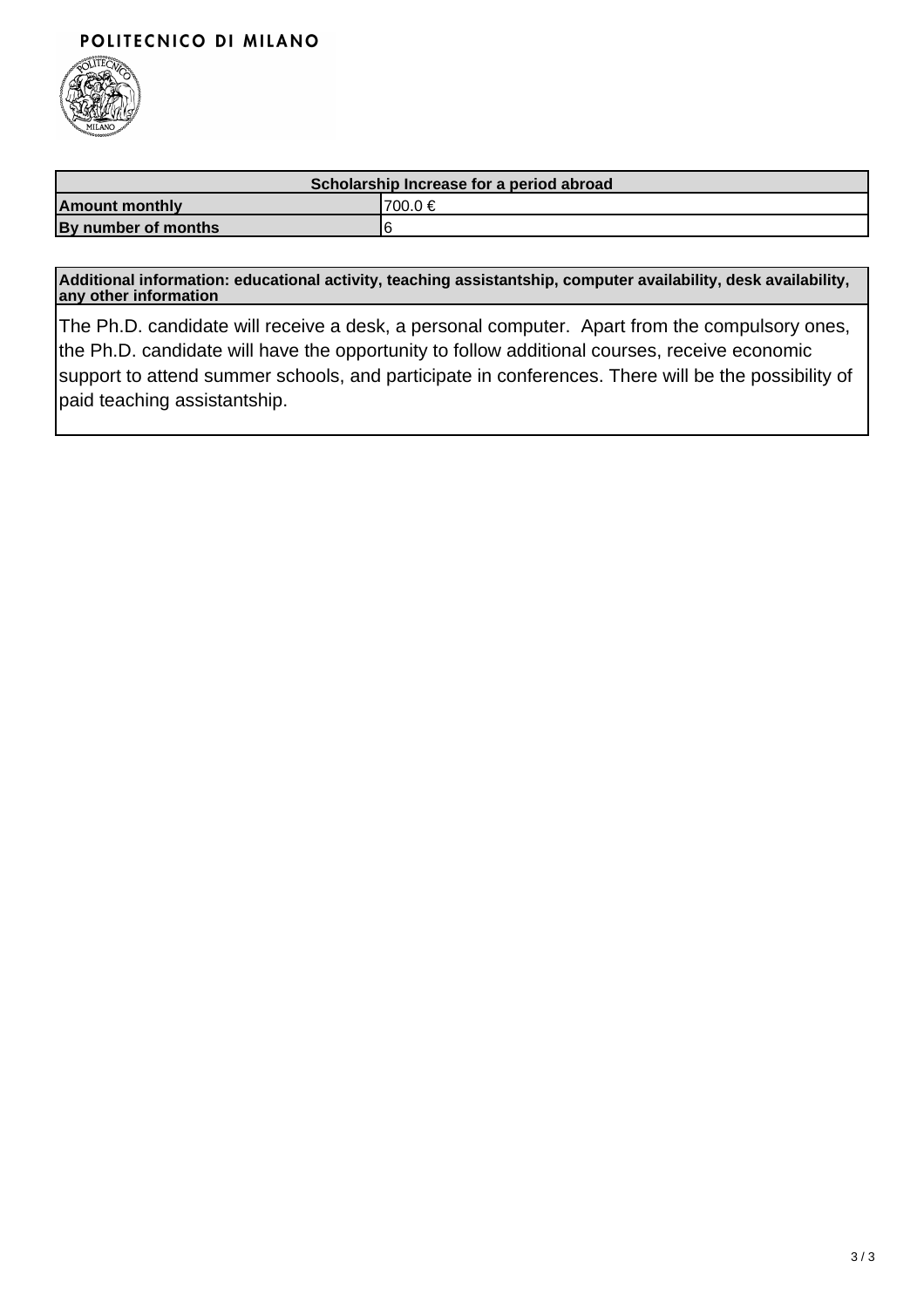| Scholarship Increase for a period abroad | |
| --- | --- |
| **Amount monthly** | 700.0 € |
| **By number of months** | 6 |

**Additional information: educational activity, teaching assistantship, computer availability, desk availability, any other information**

The Ph.D. candidate will receive a desk, a personal computer.  Apart from the compulsory ones, the Ph.D. candidate will have the opportunity to follow additional courses, receive economic support to attend summer schools, and participate in conferences. There will be the possibility of paid teaching assistantship.